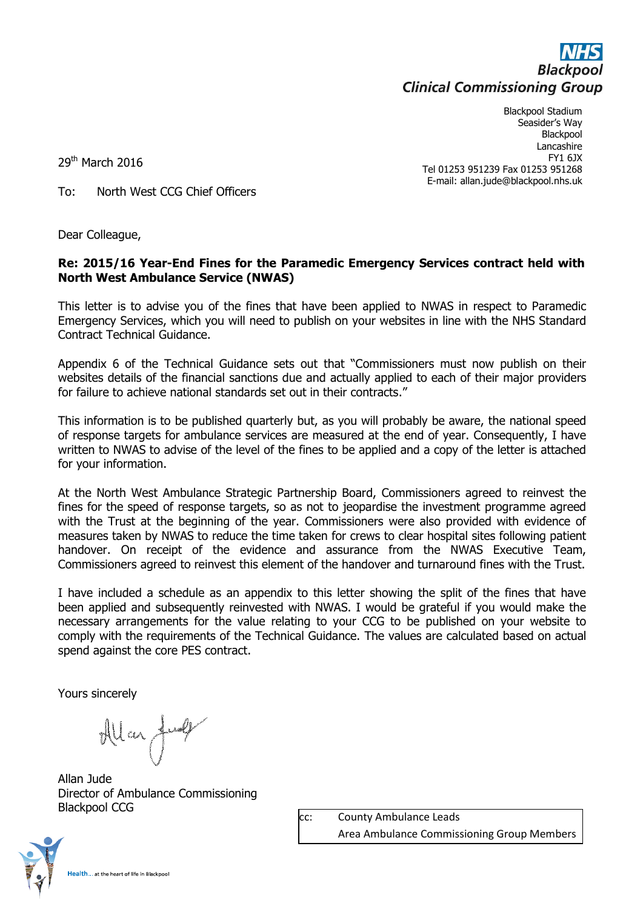NHS
**Blackpool**
**Clinical Commissioning Group**

Blackpool Stadium
Seasider's Way
Blackpool
Lancashire
FY1 6JX
Tel 01253 951239 Fax 01253 951268
E-mail: allan.jude@blackpool.nhs.uk

29th March 2016

To: North West CCG Chief Officers

Dear Colleague,

**Re: 2015/16 Year-End Fines for the Paramedic Emergency Services contract held with North West Ambulance Service (NWAS)**

This letter is to advise you of the fines that have been applied to NWAS in respect to Paramedic Emergency Services, which you will need to publish on your websites in line with the NHS Standard Contract Technical Guidance.

Appendix 6 of the Technical Guidance sets out that "Commissioners must now publish on their websites details of the financial sanctions due and actually applied to each of their major providers for failure to achieve national standards set out in their contracts."

This information is to be published quarterly but, as you will probably be aware, the national speed of response targets for ambulance services are measured at the end of year. Consequently, I have written to NWAS to advise of the level of the fines to be applied and a copy of the letter is attached for your information.

At the North West Ambulance Strategic Partnership Board, Commissioners agreed to reinvest the fines for the speed of response targets, so as not to jeopardise the investment programme agreed with the Trust at the beginning of the year. Commissioners were also provided with evidence of measures taken by NWAS to reduce the time taken for crews to clear hospital sites following patient handover. On receipt of the evidence and assurance from the NWAS Executive Team, Commissioners agreed to reinvest this element of the handover and turnaround fines with the Trust.

I have included a schedule as an appendix to this letter showing the split of the fines that have been applied and subsequently reinvested with NWAS. I would be grateful if you would make the necessary arrangements for the value relating to your CCG to be published on your website to comply with the requirements of the Technical Guidance. The values are calculated based on actual spend against the core PES contract.

Yours sincerely

Allan Jude
Director of Ambulance Commissioning
Blackpool CCG

cc: County Ambulance Leads
Area Ambulance Commissioning Group Members

Health... at the heart of life in Blackpool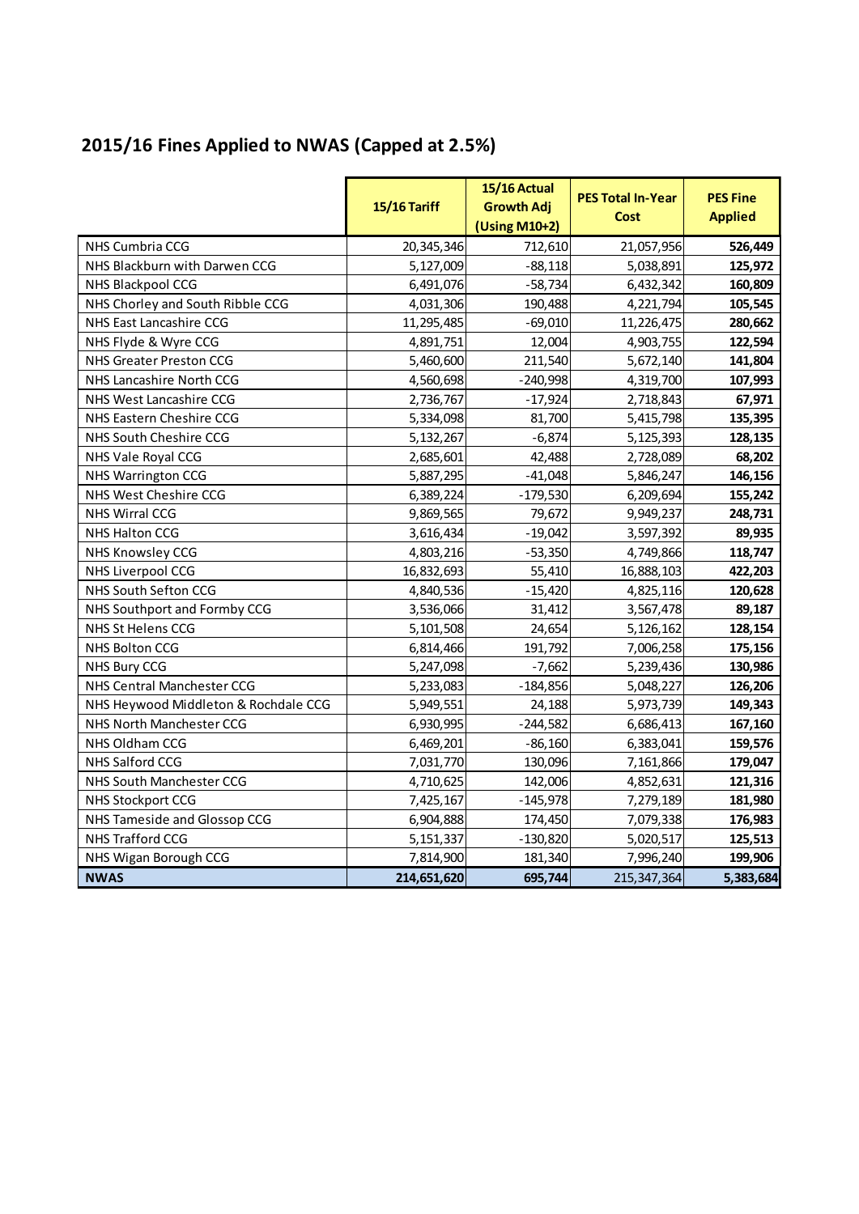## 2015/16 Fines Applied to NWAS (Capped at 2.5%)

| | 15/16 Tariff | 15/16 Actual Growth Adj (Using M10+2) | PES Total In-Year Cost | PES Fine Applied |
|---|---|---|---|---|
| NHS Cumbria CCG | 20,345,346 | 712,610 | 21,057,956 | **526,449** |
| NHS Blackburn with Darwen CCG | 5,127,009 | -88,118 | 5,038,891 | **125,972** |
| NHS Blackpool CCG | 6,491,076 | -58,734 | 6,432,342 | **160,809** |
| NHS Chorley and South Ribble CCG | 4,031,306 | 190,488 | 4,221,794 | **105,545** |
| NHS East Lancashire CCG | 11,295,485 | -69,010 | 11,226,475 | **280,662** |
| NHS Flyde & Wyre CCG | 4,891,751 | 12,004 | 4,903,755 | **122,594** |
| NHS Greater Preston CCG | 5,460,600 | 211,540 | 5,672,140 | **141,804** |
| NHS Lancashire North CCG | 4,560,698 | -240,998 | 4,319,700 | **107,993** |
| NHS West Lancashire CCG | 2,736,767 | -17,924 | 2,718,843 | **67,971** |
| NHS Eastern Cheshire CCG | 5,334,098 | 81,700 | 5,415,798 | **135,395** |
| NHS South Cheshire CCG | 5,132,267 | -6,874 | 5,125,393 | **128,135** |
| NHS Vale Royal CCG | 2,685,601 | 42,488 | 2,728,089 | **68,202** |
| NHS Warrington CCG | 5,887,295 | -41,048 | 5,846,247 | **146,156** |
| NHS West Cheshire CCG | 6,389,224 | -179,530 | 6,209,694 | **155,242** |
| NHS Wirral CCG | 9,869,565 | 79,672 | 9,949,237 | **248,731** |
| NHS Halton CCG | 3,616,434 | -19,042 | 3,597,392 | **89,935** |
| NHS Knowsley CCG | 4,803,216 | -53,350 | 4,749,866 | **118,747** |
| NHS Liverpool CCG | 16,832,693 | 55,410 | 16,888,103 | **422,203** |
| NHS South Sefton CCG | 4,840,536 | -15,420 | 4,825,116 | **120,628** |
| NHS Southport and Formby CCG | 3,536,066 | 31,412 | 3,567,478 | **89,187** |
| NHS St Helens CCG | 5,101,508 | 24,654 | 5,126,162 | **128,154** |
| NHS Bolton CCG | 6,814,466 | 191,792 | 7,006,258 | **175,156** |
| NHS Bury CCG | 5,247,098 | -7,662 | 5,239,436 | **130,986** |
| NHS Central Manchester CCG | 5,233,083 | -184,856 | 5,048,227 | **126,206** |
| NHS Heywood Middleton & Rochdale CCG | 5,949,551 | 24,188 | 5,973,739 | **149,343** |
| NHS North Manchester CCG | 6,930,995 | -244,582 | 6,686,413 | **167,160** |
| NHS Oldham CCG | 6,469,201 | -86,160 | 6,383,041 | **159,576** |
| NHS Salford CCG | 7,031,770 | 130,096 | 7,161,866 | **179,047** |
| NHS South Manchester CCG | 4,710,625 | 142,006 | 4,852,631 | **121,316** |
| NHS Stockport CCG | 7,425,167 | -145,978 | 7,279,189 | **181,980** |
| NHS Tameside and Glossop CCG | 6,904,888 | 174,450 | 7,079,338 | **176,983** |
| NHS Trafford CCG | 5,151,337 | -130,820 | 5,020,517 | **125,513** |
| NHS Wigan Borough CCG | 7,814,900 | 181,340 | 7,996,240 | **199,906** |
| **NWAS** | **214,651,620** | **695,744** | 215,347,364 | **5,383,684** |